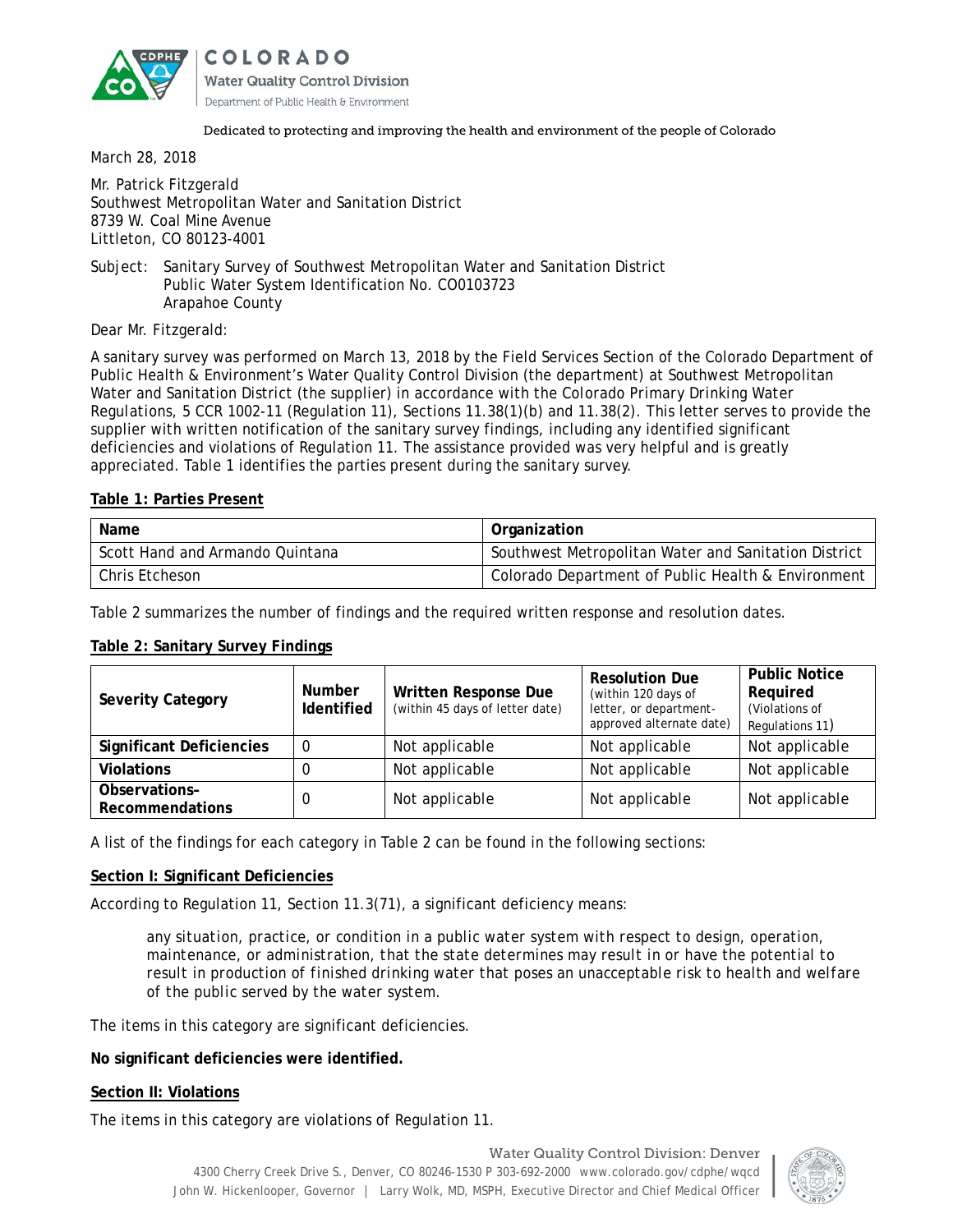**COLORADO**
**Water Quality Control Division**
Department of Public Health & Environment

Dedicated to protecting and improving the health and environment of the people of Colorado

March 28, 2018

Mr. Patrick Fitzgerald
Southwest Metropolitan Water and Sanitation District
8739 W. Coal Mine Avenue
Littleton, CO 80123-4001

Subject: Sanitary Survey of Southwest Metropolitan Water and Sanitation District
Public Water System Identification No. CO0103723
Arapahoe County

Dear Mr. Fitzgerald:

A sanitary survey was performed on March 13, 2018 by the Field Services Section of the Colorado Department of Public Health & Environment's Water Quality Control Division (the department) at Southwest Metropolitan Water and Sanitation District (the supplier) in accordance with the Colorado Primary Drinking Water Regulations, 5 CCR 1002-11 (Regulation 11), Sections 11.38(1)(b) and 11.38(2). This letter serves to provide the supplier with written notification of the sanitary survey findings, including any identified significant deficiencies and violations of Regulation 11. The assistance provided was very helpful and is greatly appreciated. Table 1 identifies the parties present during the sanitary survey.

**Table 1: Parties Present**

| Name | Organization |
|---|---|
| Scott Hand and Armando Quintana | Southwest Metropolitan Water and Sanitation District |
| Chris Etcheson | Colorado Department of Public Health & Environment |

Table 2 summarizes the number of findings and the required written response and resolution dates.

**Table 2: Sanitary Survey Findings**

| Severity Category | Number Identified | Written Response Due (within 45 days of letter date) | Resolution Due (within 120 days of letter, or department-approved alternate date) | Public Notice Required (Violations of Regulations 11) |
|---|---|---|---|---|
| **Significant Deficiencies** | 0 | Not applicable | Not applicable | Not applicable |
| **Violations** | 0 | Not applicable | Not applicable | Not applicable |
| **Observations–Recommendations** | 0 | Not applicable | Not applicable | Not applicable |

A list of the findings for each category in Table 2 can be found in the following sections:

**Section I: Significant Deficiencies**

According to Regulation 11, Section 11.3(71), a significant deficiency means:

> *any situation, practice, or condition in a public water system with respect to design, operation, maintenance, or administration, that the state determines may result in or have the potential to result in production of finished drinking water that poses an unacceptable risk to health and welfare of the public served by the water system.*

The items in this category are significant deficiencies.

**No significant deficiencies were identified.**

**Section II: Violations**

The items in this category are violations of Regulation 11.

Water Quality Control Division: Denver
4300 Cherry Creek Drive S., Denver, CO 80246-1530 P 303-692-2000 www.colorado.gov/cdphe/wqcd
John W. Hickenlooper, Governor | Larry Wolk, MD, MSPH, Executive Director and Chief Medical Officer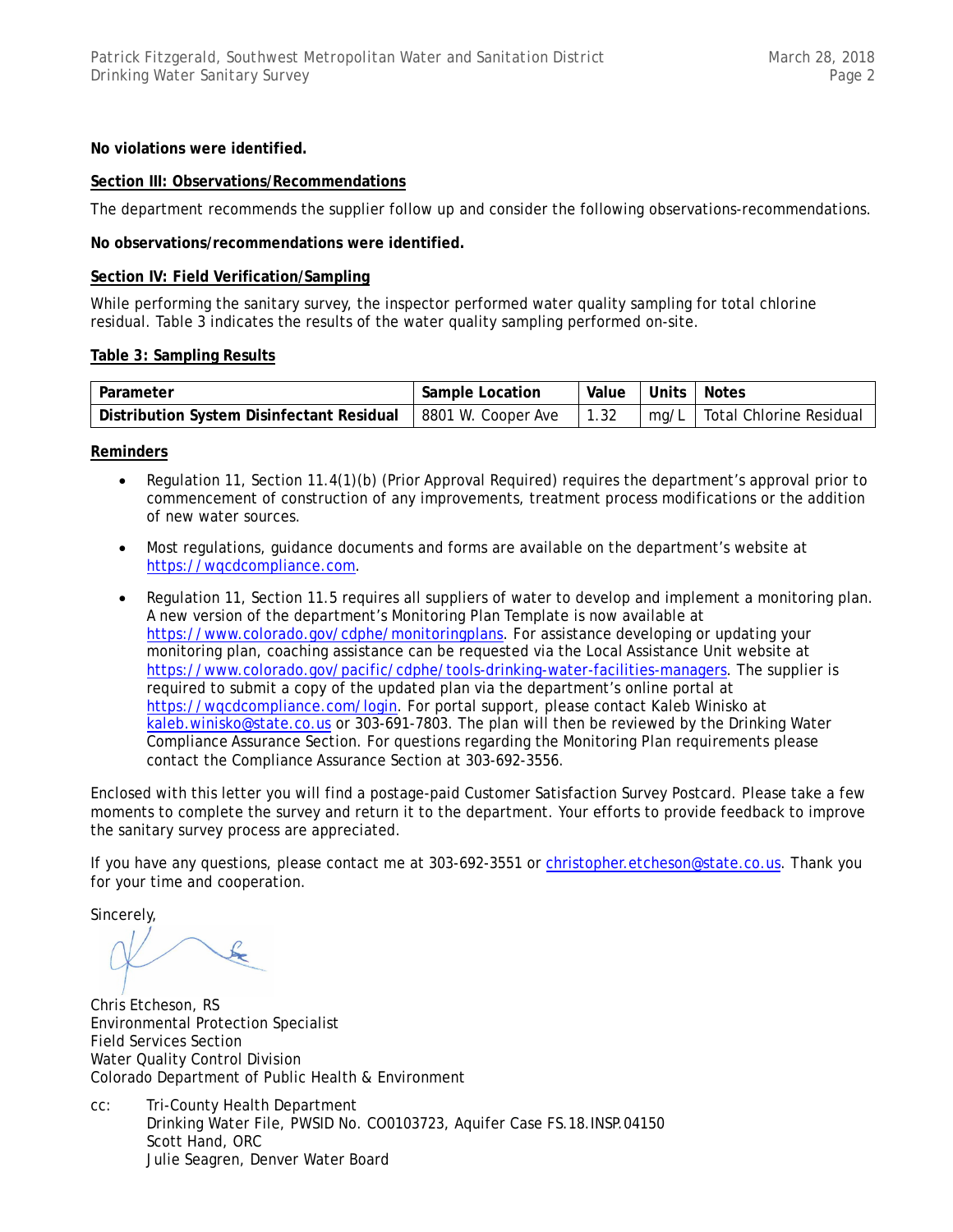**No violations were identified.**

**Section III: Observations/Recommendations**

The department recommends the supplier follow up and consider the following observations-recommendations.

**No observations/recommendations were identified.**

**Section IV: Field Verification/Sampling**

While performing the sanitary survey, the inspector performed water quality sampling for total chlorine residual. Table 3 indicates the results of the water quality sampling performed on-site.

**Table 3: Sampling Results**

| Parameter | Sample Location | Value | Units | Notes |
|---|---|---|---|---|
| **Distribution System Disinfectant Residual** | 8801 W. Cooper Ave | 1.32 | mg/L | Total Chlorine Residual |

**Reminders**

- Regulation 11, Section 11.4(1)(b) (Prior Approval Required) requires the department's approval prior to commencement of construction of any improvements, treatment process modifications or the addition of new water sources.
- Most regulations, guidance documents and forms are available on the department's website at https://wqcdcompliance.com.
- Regulation 11, Section 11.5 requires all suppliers of water to develop and implement a monitoring plan. A new version of the department's Monitoring Plan Template is now available at https://www.colorado.gov/cdphe/monitoringplans. For assistance developing or updating your monitoring plan, coaching assistance can be requested via the Local Assistance Unit website at https://www.colorado.gov/pacific/cdphe/tools-drinking-water-facilities-managers. The supplier is required to submit a copy of the updated plan via the department's online portal at https://wqcdcompliance.com/login. For portal support, please contact Kaleb Winisko at kaleb.winisko@state.co.us or 303-691-7803. The plan will then be reviewed by the Drinking Water Compliance Assurance Section. For questions regarding the Monitoring Plan requirements please contact the Compliance Assurance Section at 303-692-3556.

Enclosed with this letter you will find a postage-paid Customer Satisfaction Survey Postcard. Please take a few moments to complete the survey and return it to the department. Your efforts to provide feedback to improve the sanitary survey process are appreciated.

If you have any questions, please contact me at 303-692-3551 or christopher.etcheson@state.co.us. Thank you for your time and cooperation.

Sincerely,

Chris Etcheson, RS
Environmental Protection Specialist
Field Services Section
Water Quality Control Division
Colorado Department of Public Health & Environment

cc: Tri-County Health Department
Drinking Water File, PWSID No. CO0103723, Aquifer Case FS.18.INSP.04150
Scott Hand, ORC
Julie Seagren, Denver Water Board